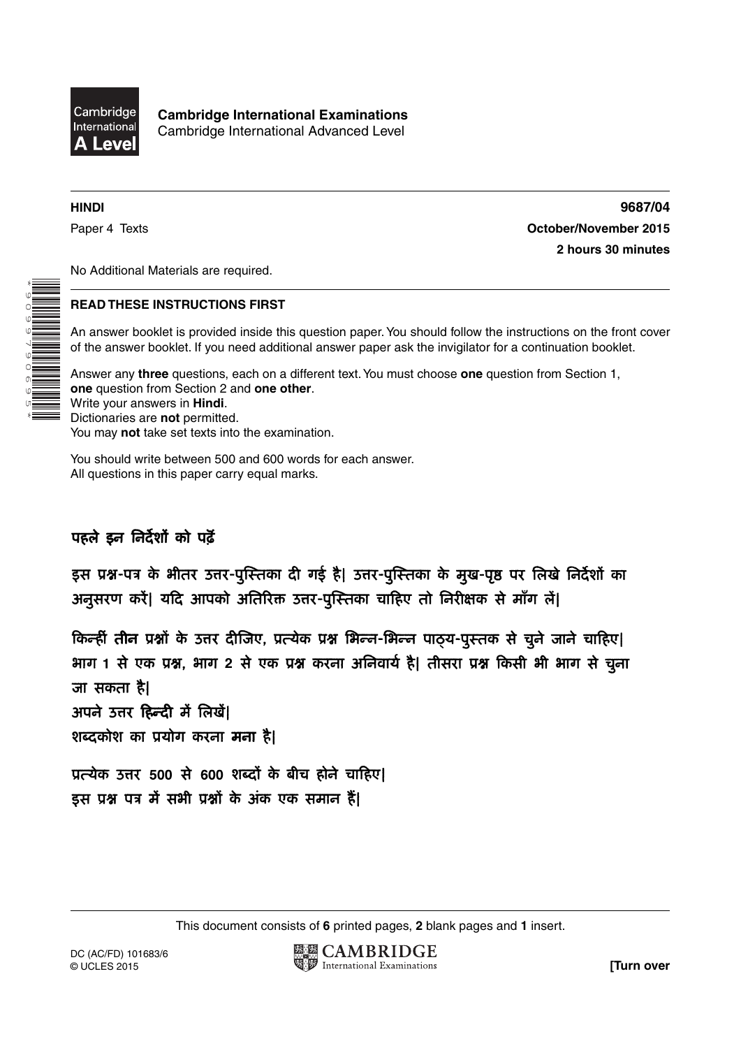Cambridge International A Level

**Cambridge International Examinations**
Cambridge International Advanced Level

**HINDI** **9687/04**

Paper 4 Texts **October/November 2015**

**2 hours 30 minutes**

No Additional Materials are required.

**READ THESE INSTRUCTIONS FIRST**

An answer booklet is provided inside this question paper. You should follow the instructions on the front cover of the answer booklet. If you need additional answer paper ask the invigilator for a continuation booklet.

Answer any **three** questions, each on a different text. You must choose **one** question from Section 1, **one** question from Section 2 and **one other**.
Write your answers in **Hindi**.
Dictionaries are **not** permitted.
You may **not** take set texts into the examination.

You should write between 500 and 600 words for each answer.
All questions in this paper carry equal marks.

**पहले इन निर्देशों को पढ़ें**

इस प्रश्न-पत्र के भीतर उत्तर-पुस्तिका दी गई है। उत्तर-पुस्तिका के मुख-पृष्ठ पर लिखे निर्देशों का अनुसरण करें। यदि आपको अतिरिक्त उत्तर-पुस्तिका चाहिए तो निरीक्षक से माँग लें।

किन्हीं **तीन** प्रश्नों के उत्तर दीजिए, प्रत्येक प्रश्न भिन्न-भिन्न पाठ्य-पुस्तक से चुने जाने चाहिए। भाग 1 से एक प्रश्न, भाग 2 से एक प्रश्न करना अनिवार्य है। तीसरा प्रश्न किसी भी भाग से चुना जा सकता है।
अपने उत्तर **हिन्दी** में लिखें।
शब्दकोश का प्रयोग करना **मना** है।

प्रत्येक उत्तर 500 से 600 शब्दों के बीच होने चाहिए।
इस प्रश्न पत्र में सभी प्रश्नों के अंक एक समान हैं।

This document consists of **6** printed pages, **2** blank pages and **1** insert.

DC (AC/FD) 101683/6
© UCLES 2015

**[Turn over**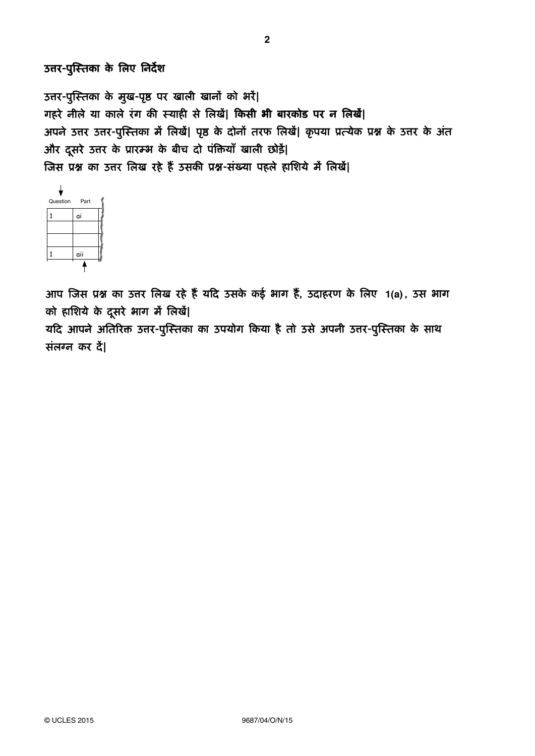**उत्तर-पुस्तिका के लिए निर्देश**

उत्तर-पुस्तिका के मुख-पृष्ठ पर खाली खानों को भरें।
गहरे नीले या काले रंग की स्याही से लिखें। **किसी भी बारकोड पर न लिखें।**
अपने उत्तर उत्तर-पुस्तिका में लिखें। पृष्ठ के दोनों तरफ लिखें। कृपया प्रत्येक प्रश्न के उत्तर के अंत और दूसरे उत्तर के प्रारम्भ के बीच दो पंक्तियाँ खाली छोड़ें।
जिस प्रश्न का उत्तर लिख रहे हैं उसकी प्रश्न-संख्या पहले हाशिये में लिखें।

| Question | Part |
|---|---|
| 1 | ai |
| | |
| | |
| 1 | aii |

आप जिस प्रश्न का उत्तर लिख रहे हैं यदि उसके कई भाग हैं, उदाहरण के लिए 1(a), उस भाग को हाशिये के दूसरे भाग में लिखें।
यदि आपने अतिरिक्त उत्तर-पुस्तिका का उपयोग किया है तो उसे अपनी उत्तर-पुस्तिका के साथ संलग्न कर दें।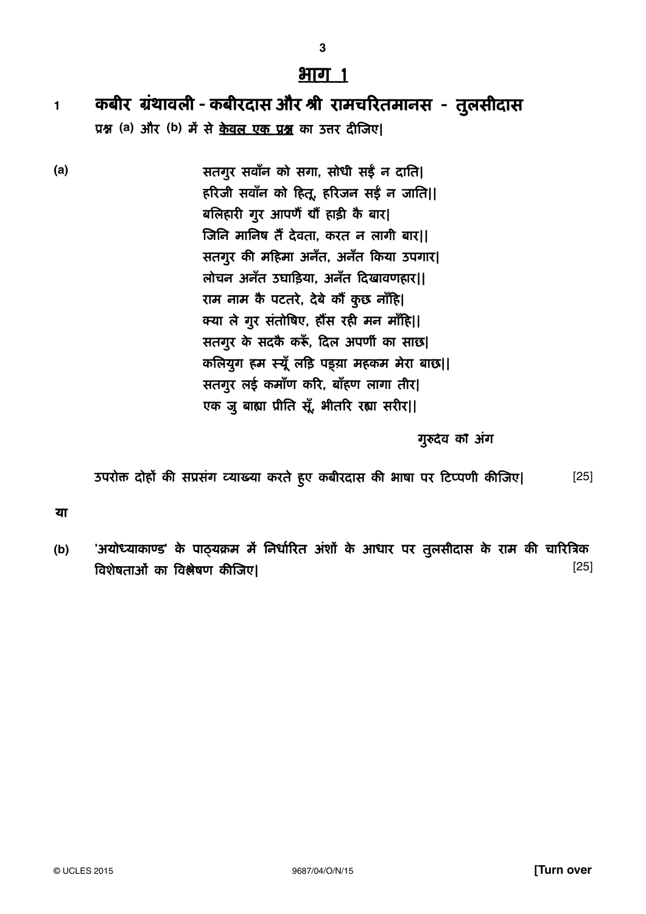## भाग 1

**1 कबीर ग्रंथावली - कबीरदास और श्री रामचरितमानस - तुलसीदास**

**प्रश्न (a) और (b) में से केवल एक प्रश्न का उत्तर दीजिए|**

**(a)**

सतगुर सवाँन को सगा, सोधी सईं न दाति|
हरिजी सवाँन को हितू, हरिजन सईं न जाति||
बलिहारी गुर आपणैं द्यौं हाड़ी कै बार|
जिनि मानिष तैं देवता, करत न लागी बार||
सतगुर की महिमा अनँत, अनँत किया उपगार|
लोचन अनँत उघाड़िया, अनँत दिखावणहार||
राम नाम कै पटतरे, देबे कौं कुछ नाँहि|
क्या ले गुर संतोषिए, हौंस रही मन माँहि||
सतगुर के सदकै करूँ, दिल अपणीं का साछ|
कलियुग हम स्यूँ लड़ि पड़्या महकम मेरा बाछ||
सतगुर लई कमाँण करि, बाँहण लागा तीर|
एक जु बाह्या प्रीति सूँ, भीतरि रह्या सरीर||

गुरुदेव कौ अंग

उपरोक्त दोहों की सप्रसंग व्याख्या करते हुए कबीरदास की भाषा पर टिप्पणी कीजिए| [25]

**या**

**(b)** 'अयोध्याकाण्ड' के पाठ्यक्रम में निर्धारित अंशों के आधार पर तुलसीदास के राम की चारित्रिक विशेषताओं का विश्लेषण कीजिए| [25]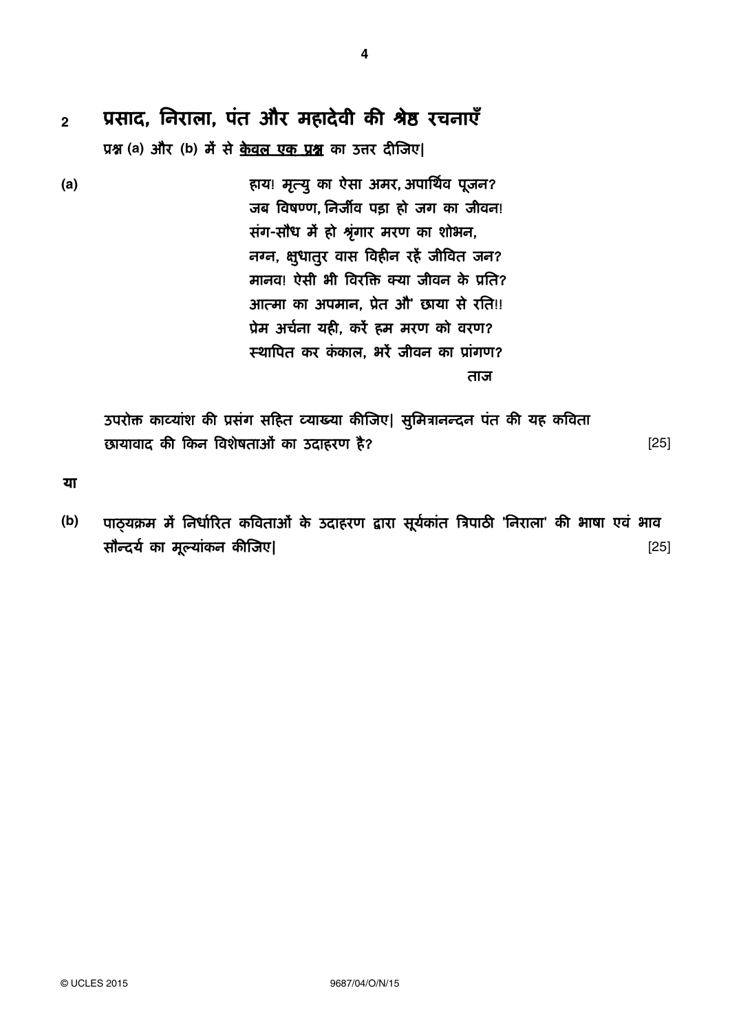## 2 प्रसाद, निराला, पंत और महादेवी की श्रेष्ठ रचनाएँ

प्रश्न (a) और (b) में से <u>केवल एक प्रश्न</u> का उत्तर दीजिए|

**(a)**

हाय! मृत्यु का ऐसा अमर, अपार्थिव पूजन?
जब विषण्ण, निर्जीव पड़ा हो जग का जीवन!
संग-सौध में हो श्रृंगार मरण का शोभन,
नग्न, क्षुधातुर वास विहीन रहें जीवित जन?
मानव! ऐसी भी विरक्ति क्या जीवन के प्रति?
आत्मा का अपमान, प्रेत औ' छाया से रति!!
प्रेम अर्चना यही, करें हम मरण को वरण?
स्थापित कर कंकाल, भरें जीवन का प्रांगण?

ताज

उपरोक्त काव्यांश की प्रसंग सहित व्याख्या कीजिए| सुमित्रानन्दन पंत की यह कविता छायावाद की किन विशेषताओं का उदाहरण है? [25]

**या**

**(b)** पाठ्यक्रम में निर्धारित कविताओं के उदाहरण द्वारा सूर्यकांत त्रिपाठी 'निराला' की भाषा एवं भाव सौन्दर्य का मूल्यांकन कीजिए| [25]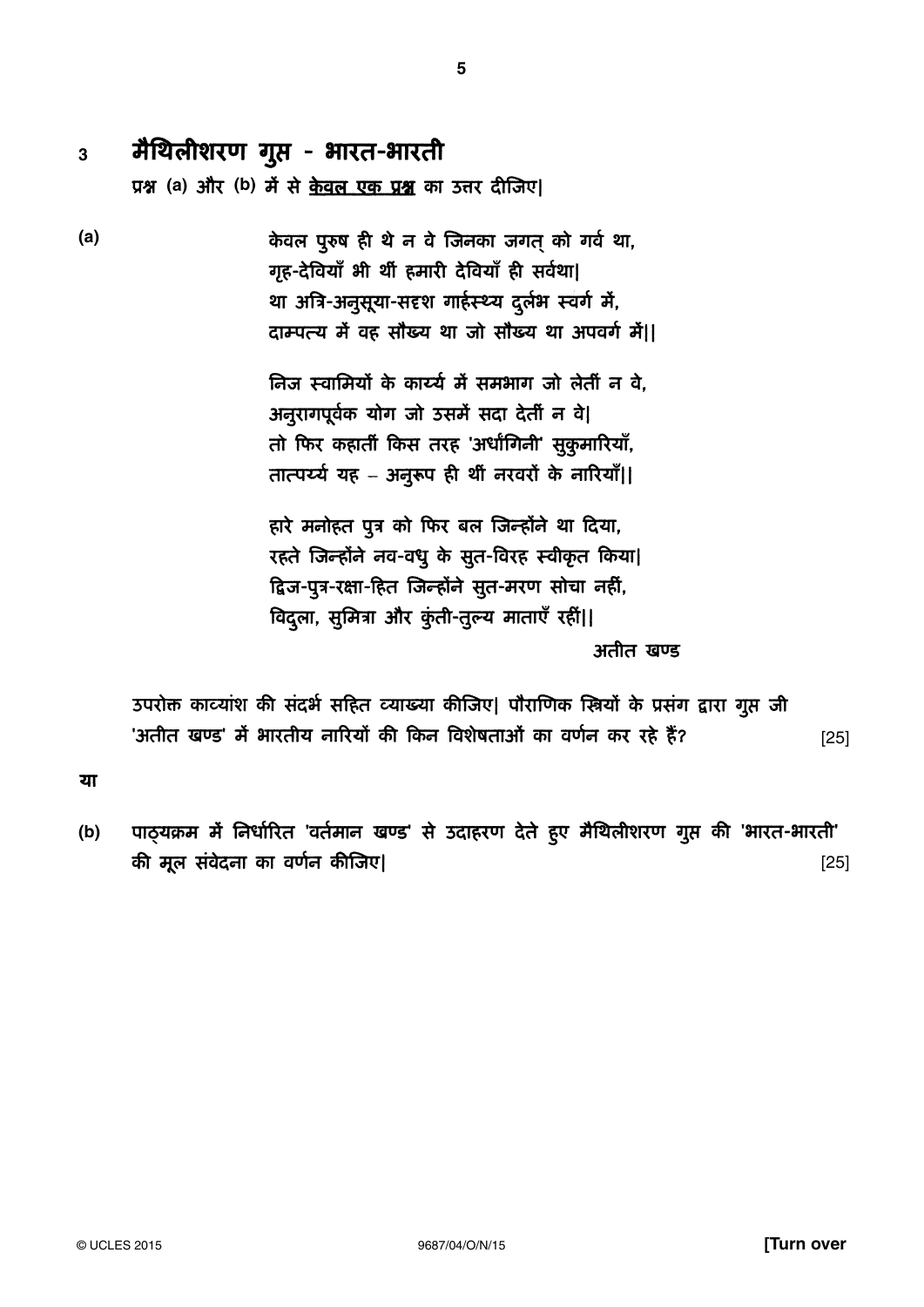## 3 मैथिलीशरण गुप्त - भारत-भारती

प्रश्न (a) और (b) में से <u>केवल एक प्रश्न</u> का उत्तर दीजिए|

**(a)**

केवल पुरुष ही थे न वे जिनका जगत् को गर्व था,  
गृह-देवियाँ भी थीं हमारी देवियाँ ही सर्वथा|  
था अत्रि-अनुसूया-सदृश गार्हस्थ्य दुर्लभ स्वर्ग में,  
दाम्पत्य में वह सौख्य था जो सौख्य था अपवर्ग में||

निज स्वामियों के कार्य्य में समभाग जो लेतीं न वे,  
अनुरागपूर्वक योग जो उसमें सदा देतीं न वे|  
तो फिर कहातीं किस तरह 'अर्धांगिनी' सुकुमारियाँ,  
तात्पर्य्य यह – अनुरूप ही थीं नरवरों के नारियाँ||

हारे मनोहत पुत्र को फिर बल जिन्होंने था दिया,  
रहते जिन्होंने नव-वधु के सुत-विरह स्वीकृत किया|  
द्विज-पुत्र-रक्षा-हित जिन्होंने सुत-मरण सोचा नहीं,  
विदुला, सुमित्रा और कुंती-तुल्य माताएँ रहीं||

अतीत खण्ड

उपरोक्त काव्यांश की संदर्भ सहित व्याख्या कीजिए| पौराणिक स्त्रियों के प्रसंग द्वारा गुप्त जी 'अतीत खण्ड' में भारतीय नारियों की किन विशेषताओं का वर्णन कर रहे हैं? [25]

**या**

**(b)** पाठ्यक्रम में निर्धारित 'वर्तमान खण्ड' से उदाहरण देते हुए मैथिलीशरण गुप्त की 'भारत-भारती' की मूल संवेदना का वर्णन कीजिए| [25]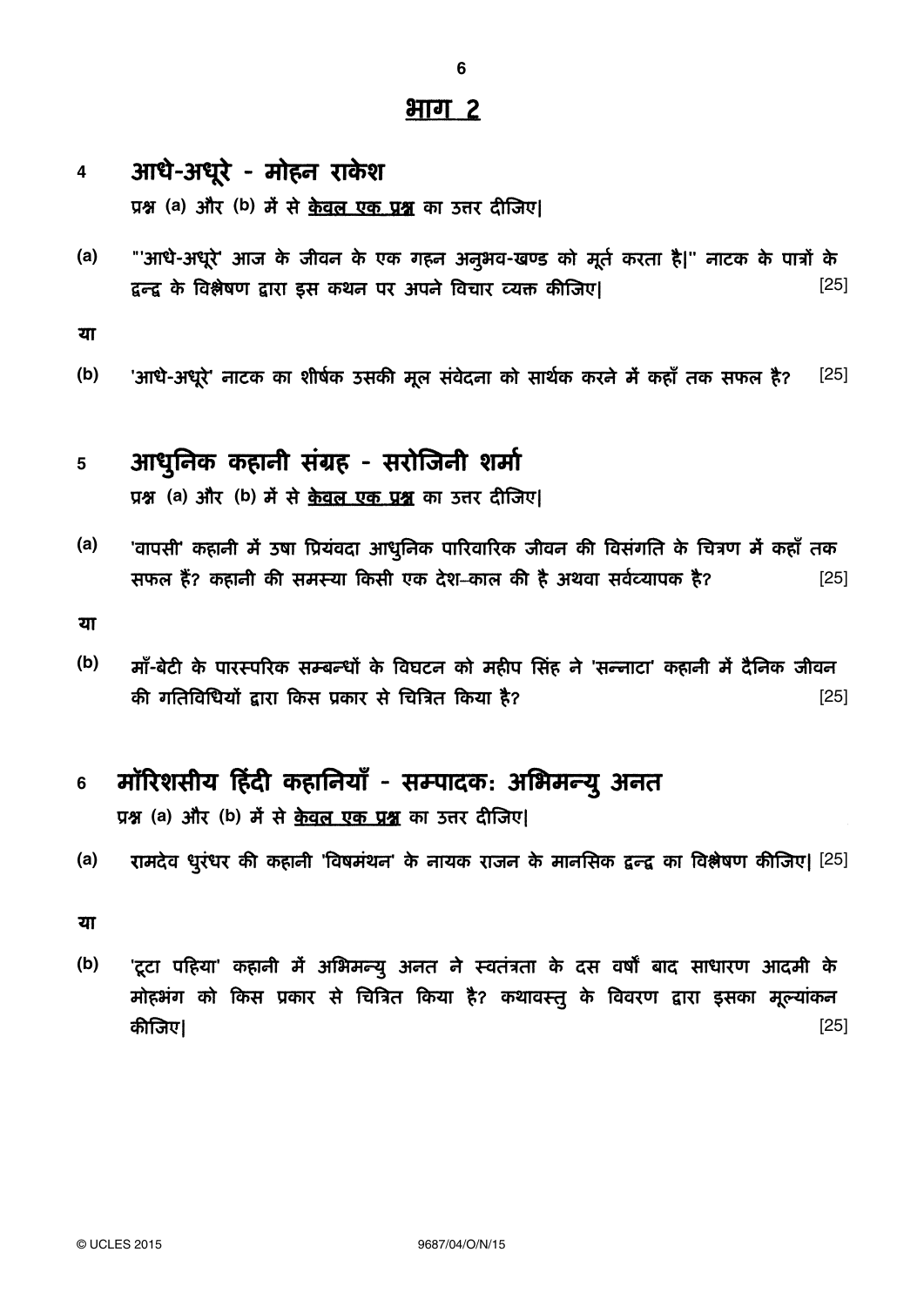## भाग 2

### 4 आधे-अधूरे - मोहन राकेश

प्रश्न (a) और (b) में से **केवल एक प्रश्न** का उत्तर दीजिए|

**(a)** "'आधे-अधूरे' आज के जीवन के एक गहन अनुभव-खण्ड को मूर्त करता है|" नाटक के पात्रों के द्वन्द्व के विश्लेषण द्वारा इस कथन पर अपने विचार व्यक्त कीजिए| [25]

**या**

**(b)** 'आधे-अधूरे' नाटक का शीर्षक उसकी मूल संवेदना को सार्थक करने में कहाँ तक सफल है? [25]

### 5 आधुनिक कहानी संग्रह - सरोजिनी शर्मा

प्रश्न (a) और (b) में से **केवल एक प्रश्न** का उत्तर दीजिए|

**(a)** 'वापसी' कहानी में उषा प्रियंवदा आधुनिक पारिवारिक जीवन की विसंगति के चित्रण में कहाँ तक सफल हैं? कहानी की समस्या किसी एक देश–काल की है अथवा सर्वव्यापक है? [25]

**या**

**(b)** माँ-बेटी के पारस्परिक सम्बन्धों के विघटन को महीप सिंह ने 'सन्नाटा' कहानी में दैनिक जीवन की गतिविधियों द्वारा किस प्रकार से चित्रित किया है? [25]

### 6 मॉरिशसीय हिंदी कहानियाँ - सम्पादक: अभिमन्यु अनत

प्रश्न (a) और (b) में से **केवल एक प्रश्न** का उत्तर दीजिए|

**(a)** रामदेव धुरंधर की कहानी 'विषमंथन' के नायक राजन के मानसिक द्वन्द्व का विश्लेषण कीजिए| [25]

**या**

**(b)** 'टूटा पहिया' कहानी में अभिमन्यु अनत ने स्वतंत्रता के दस वर्षों बाद साधारण आदमी के मोहभंग को किस प्रकार से चित्रित किया है? कथावस्तु के विवरण द्वारा इसका मूल्यांकन कीजिए| [25]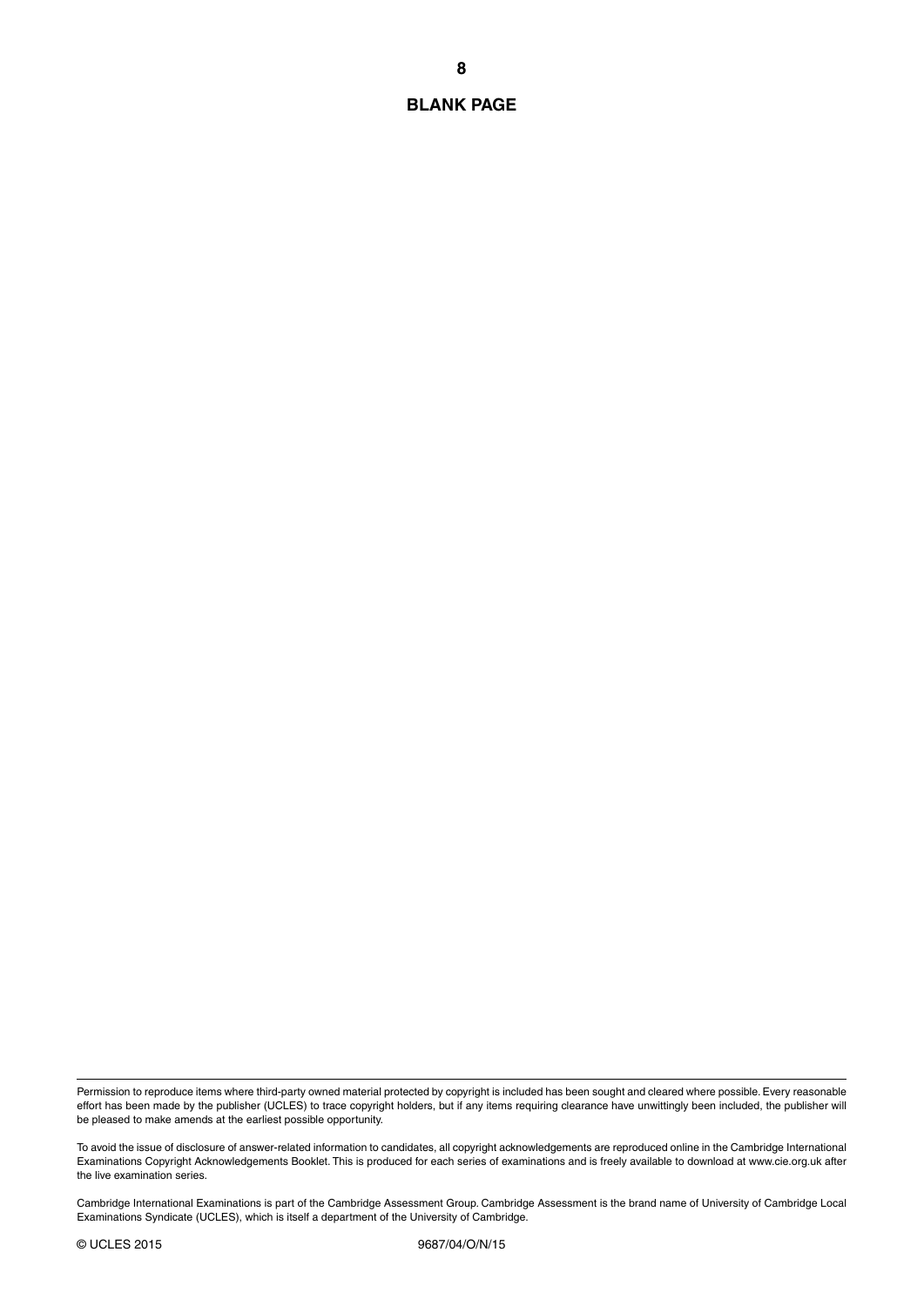**BLANK PAGE**

Permission to reproduce items where third-party owned material protected by copyright is included has been sought and cleared where possible. Every reasonable effort has been made by the publisher (UCLES) to trace copyright holders, but if any items requiring clearance have unwittingly been included, the publisher will be pleased to make amends at the earliest possible opportunity.

To avoid the issue of disclosure of answer-related information to candidates, all copyright acknowledgements are reproduced online in the Cambridge International Examinations Copyright Acknowledgements Booklet. This is produced for each series of examinations and is freely available to download at www.cie.org.uk after the live examination series.

Cambridge International Examinations is part of the Cambridge Assessment Group. Cambridge Assessment is the brand name of University of Cambridge Local Examinations Syndicate (UCLES), which is itself a department of the University of Cambridge.

© UCLES 2015 9687/04/O/N/15